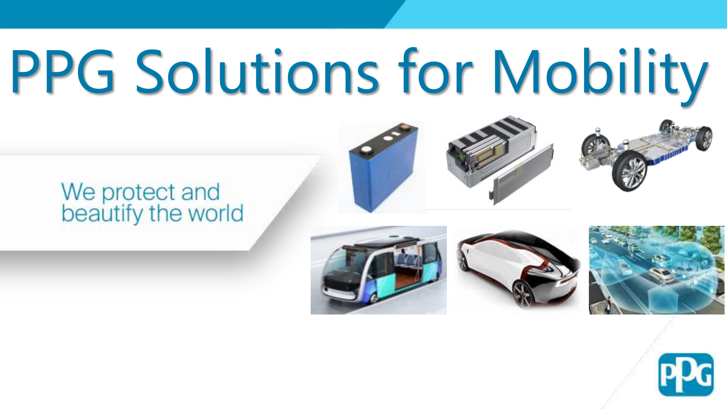# PPG Solutions for Mobility

We protect and beautify the world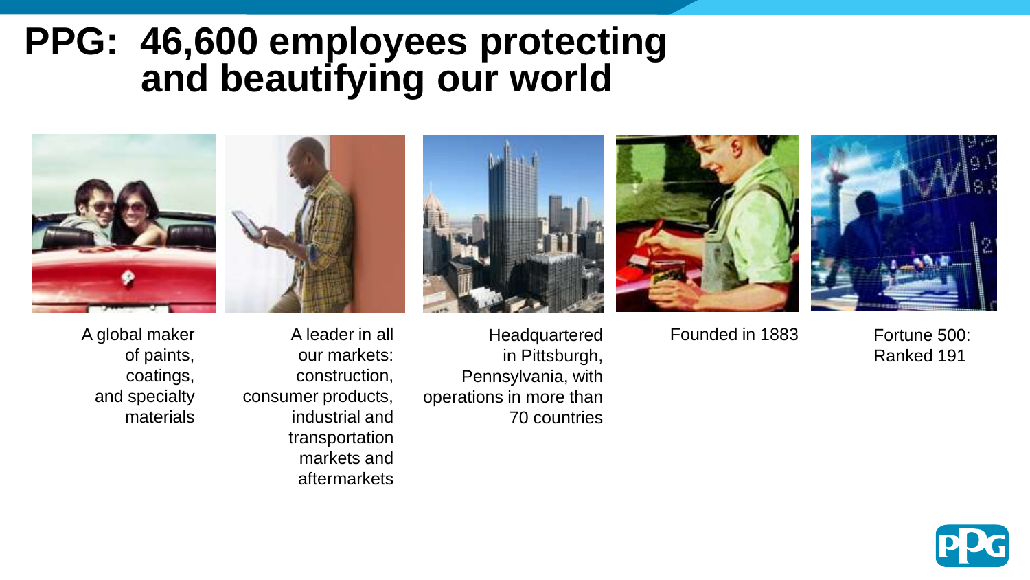# PPG: 46,600 employees protecting and beautifying our world

A global maker of paints, coatings, and specialty materials

A leader in all our markets: construction, consumer products, industrial and transportation markets and aftermarkets

Headquartered in Pittsburgh, Pennsylvania, with operations in more than 70 countries

Founded in 1883

Fortune 500: Ranked 191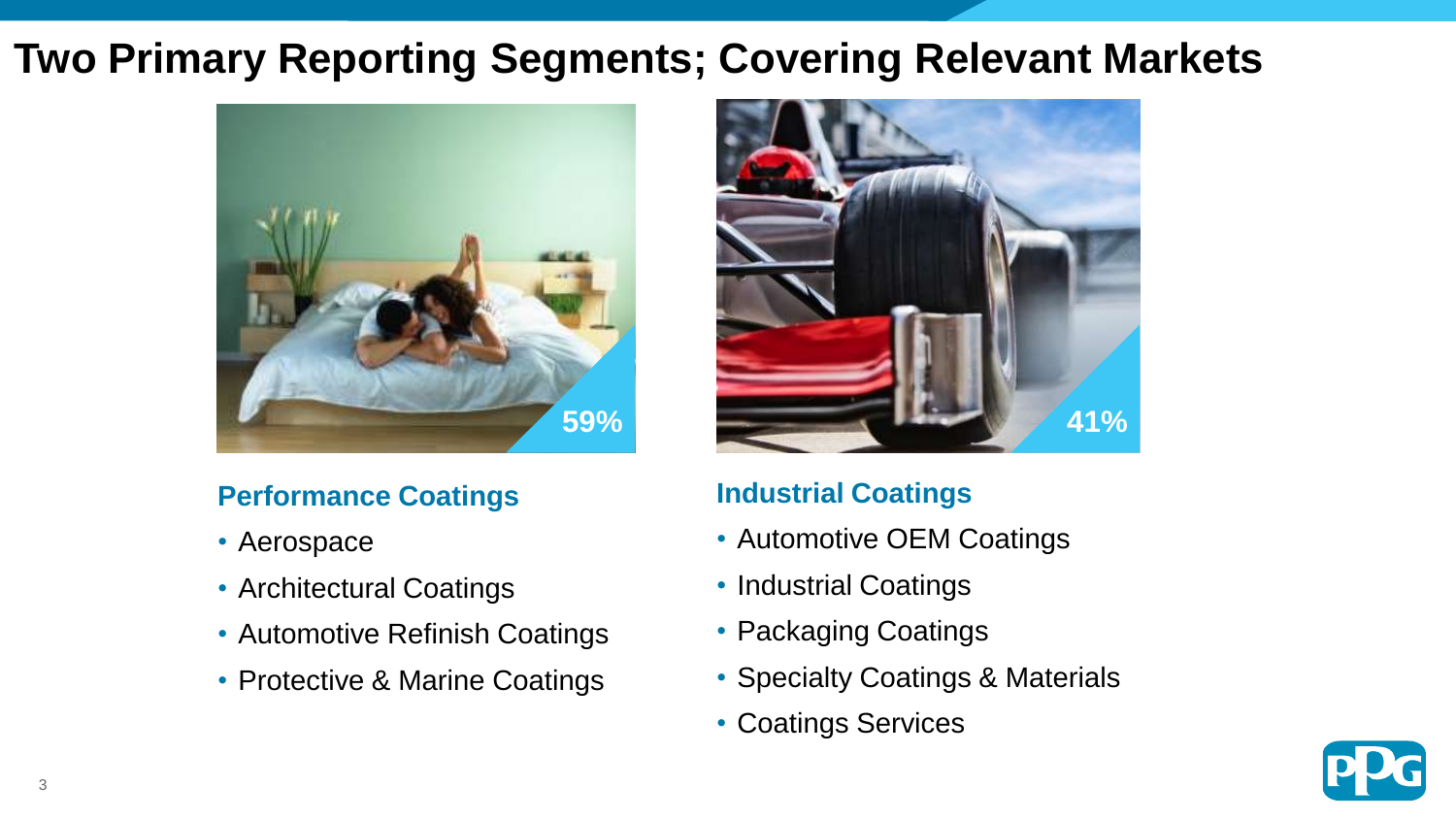# Two Primary Reporting Segments; Covering Relevant Markets

**59%**

### Performance Coatings

- Aerospace
- Architectural Coatings
- Automotive Refinish Coatings
- Protective & Marine Coatings

**41%**

### Industrial Coatings

- Automotive OEM Coatings
- Industrial Coatings
- Packaging Coatings
- Specialty Coatings & Materials
- Coatings Services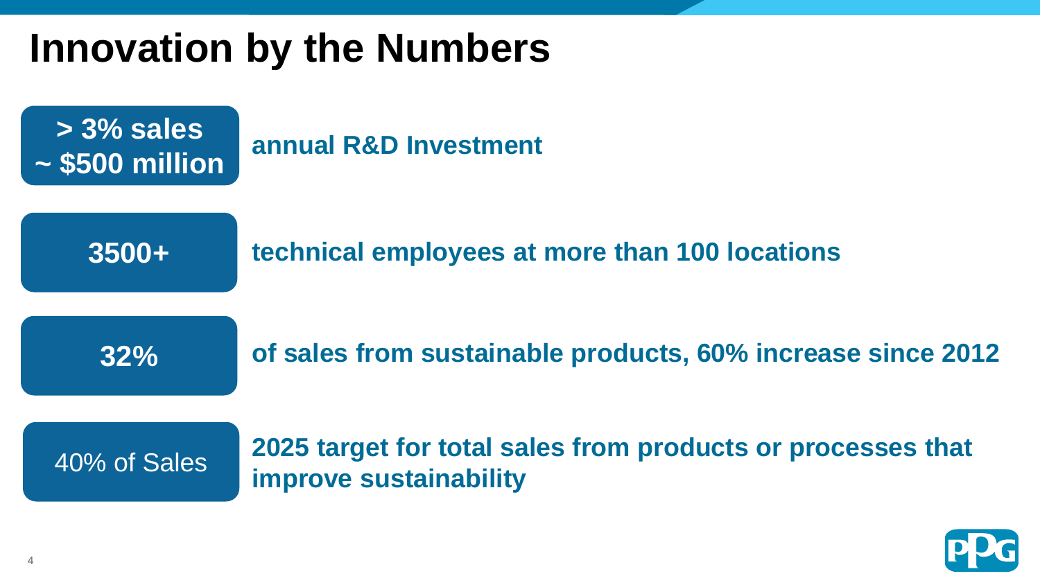# Innovation by the Numbers

| | |
|---|---|
| **> 3% sales ~ $500 million** | **annual R&D Investment** |
| **3500+** | **technical employees at more than 100 locations** |
| **32%** | **of sales from sustainable products, 60% increase since 2012** |
| 40% of Sales | **2025 target for total sales from products or processes that improve sustainability** |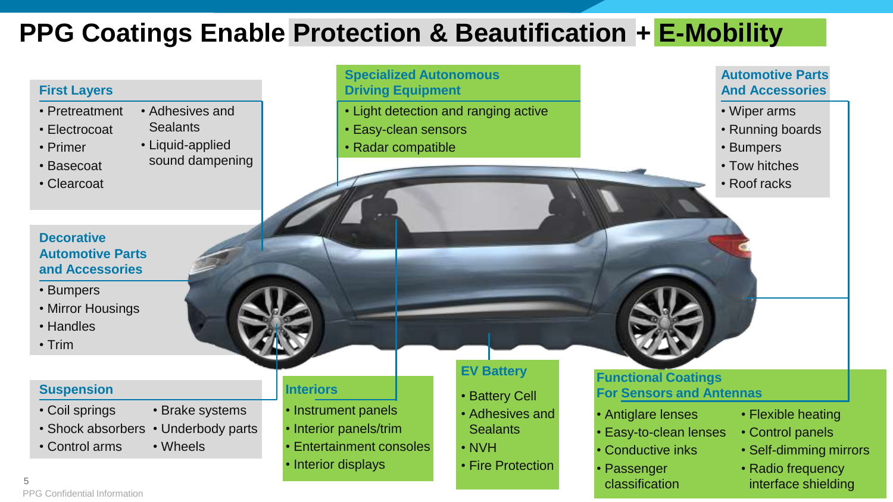# PPG Coatings Enable Protection & Beautification + E-Mobility

### First Layers

- Pretreatment
- Electrocoat
- Primer
- Basecoat
- Clearcoat
- Adhesives and Sealants
- Liquid-applied sound dampening

### Specialized Autonomous Driving Equipment

- Light detection and ranging active
- Easy-clean sensors
- Radar compatible

### Automotive Parts And Accessories

- Wiper arms
- Running boards
- Bumpers
- Tow hitches
- Roof racks

### Decorative Automotive Parts and Accessories

- Bumpers
- Mirror Housings
- Handles
- Trim

### Suspension

- Coil springs
- Shock absorbers
- Control arms
- Brake systems
- Underbody parts
- Wheels

### Interiors

- Instrument panels
- Interior panels/trim
- Entertainment consoles
- Interior displays

### EV Battery

- Battery Cell
- Adhesives and Sealants
- NVH
- Fire Protection

### Functional Coatings For Sensors and Antennas

- Antiglare lenses
- Easy-to-clean lenses
- Conductive inks
- Passenger classification
- Flexible heating
- Control panels
- Self-dimming mirrors
- Radio frequency interface shielding

PPG Confidential Information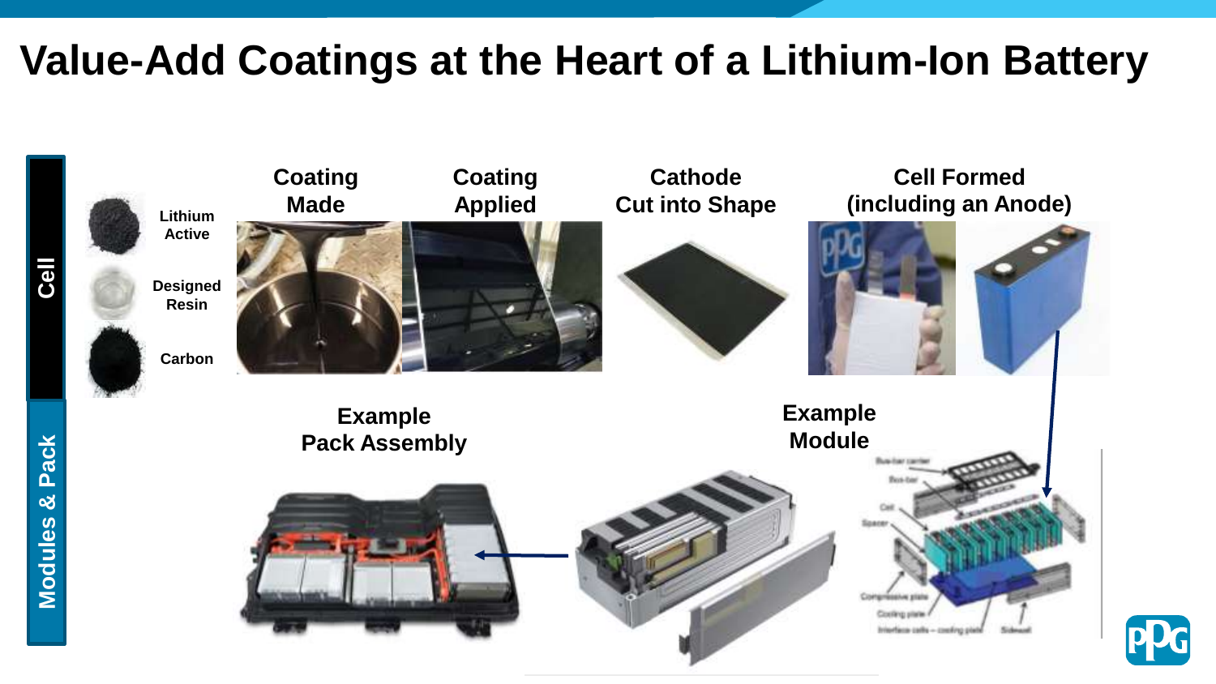# Value-Add Coatings at the Heart of a Lithium-Ion Battery

**Cell**

- Lithium Active
- Designed Resin
- Carbon

**Coating Made**

**Coating Applied**

**Cathode Cut into Shape**

**Cell Formed (including an Anode)**

**Modules & Pack**

**Example Pack Assembly**

**Example Module**

Bus-bar carrier
Bus-bar
Cell
Spacer
Compressive plate
Cooling plate
Interface cells – cooling plate
Sidewall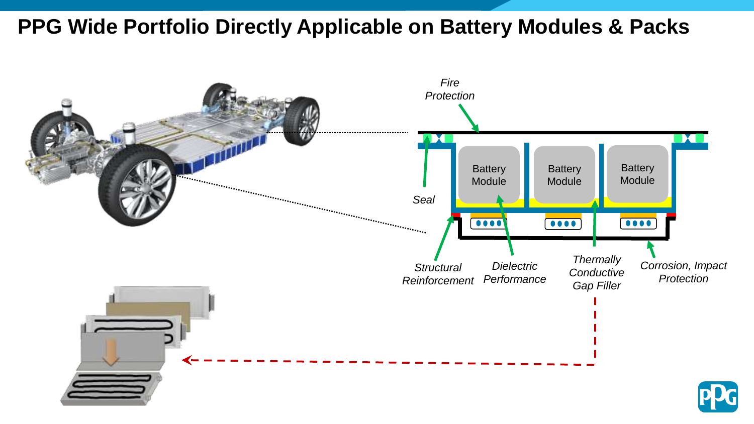# PPG Wide Portfolio Directly Applicable on Battery Modules & Packs

*Fire Protection*

*Seal*

Battery Module

Battery Module

Battery Module

*Structural Reinforcement*

*Dielectric Performance*

*Thermally Conductive Gap Filler*

*Corrosion, Impact Protection*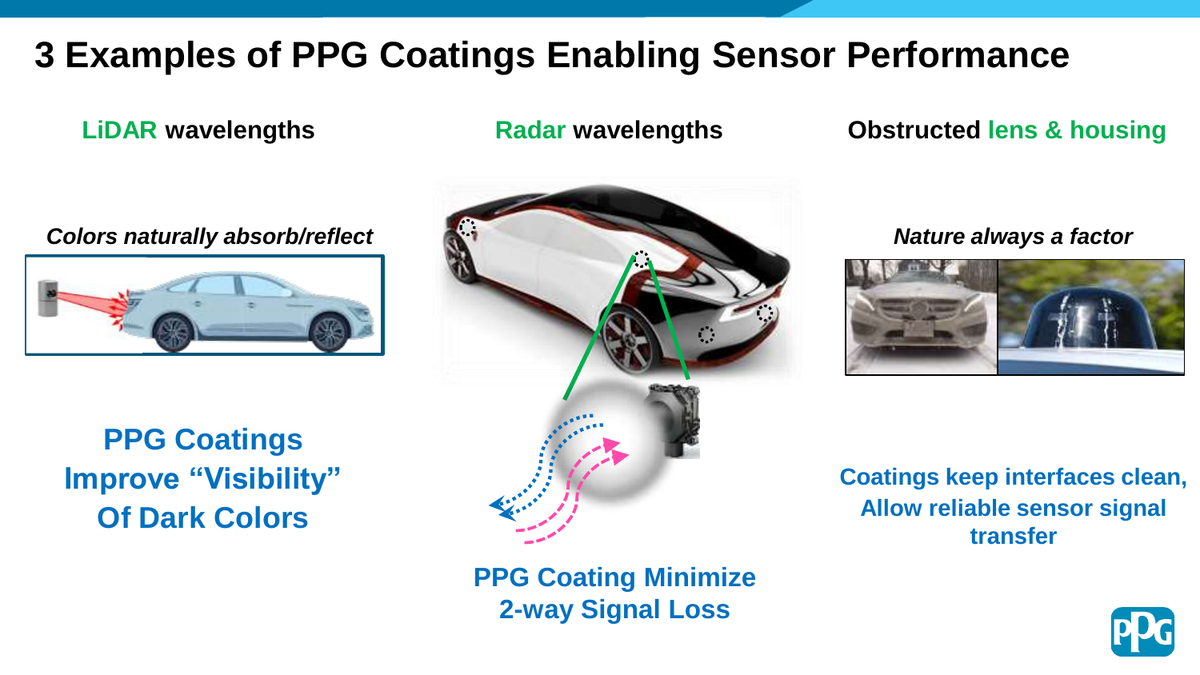# 3 Examples of PPG Coatings Enabling Sensor Performance

## LiDAR wavelengths

*Colors naturally absorb/reflect*

**PPG Coatings Improve "Visibility" Of Dark Colors**

## Radar wavelengths

**PPG Coating Minimize 2-way Signal Loss**

## Obstructed lens & housing

*Nature always a factor*

**Coatings keep interfaces clean, Allow reliable sensor signal transfer**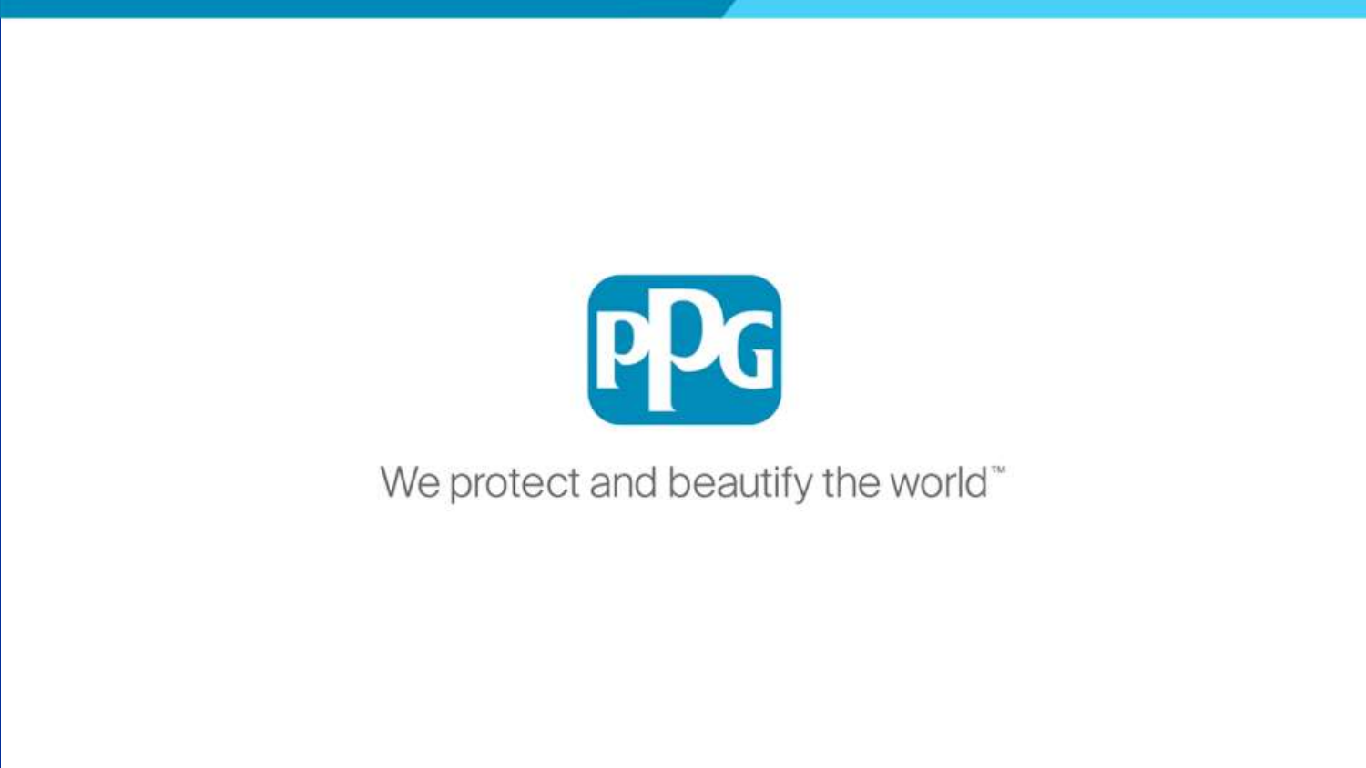PPG

We protect and beautify the world™